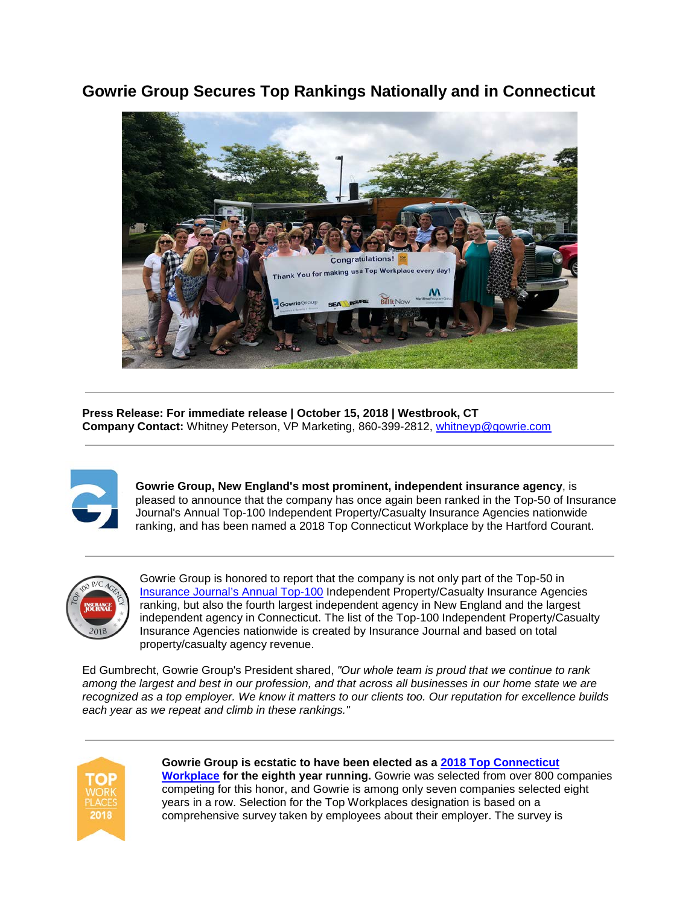# Gowrie Group Secures Top Rankings Nationally and in Connecticut

---

**Press Release: For immediate release | October 15, 2018 | Westbrook, CT**
**Company Contact:** Whitney Peterson, VP Marketing, 860-399-2812, whitneyp@gowrie.com

---

**Gowrie Group, New England's most prominent, independent insurance agency**, is pleased to announce that the company has once again been ranked in the Top-50 of Insurance Journal's Annual Top-100 Independent Property/Casualty Insurance Agencies nationwide ranking, and has been named a 2018 Top Connecticut Workplace by the Hartford Courant.

---

Gowrie Group is honored to report that the company is not only part of the Top-50 in Insurance Journal's Annual Top-100 Independent Property/Casualty Insurance Agencies ranking, but also the fourth largest independent agency in New England and the largest independent agency in Connecticut. The list of the Top-100 Independent Property/Casualty Insurance Agencies nationwide is created by Insurance Journal and based on total property/casualty agency revenue.

Ed Gumbrecht, Gowrie Group's President shared, *"Our whole team is proud that we continue to rank among the largest and best in our profession, and that across all businesses in our home state we are recognized as a top employer. We know it matters to our clients too. Our reputation for excellence builds each year as we repeat and climb in these rankings."*

---

**Gowrie Group is ecstatic to have been elected as a 2018 Top Connecticut Workplace for the eighth year running.** Gowrie was selected from over 800 companies competing for this honor, and Gowrie is among only seven companies selected eight years in a row. Selection for the Top Workplaces designation is based on a comprehensive survey taken by employees about their employer. The survey is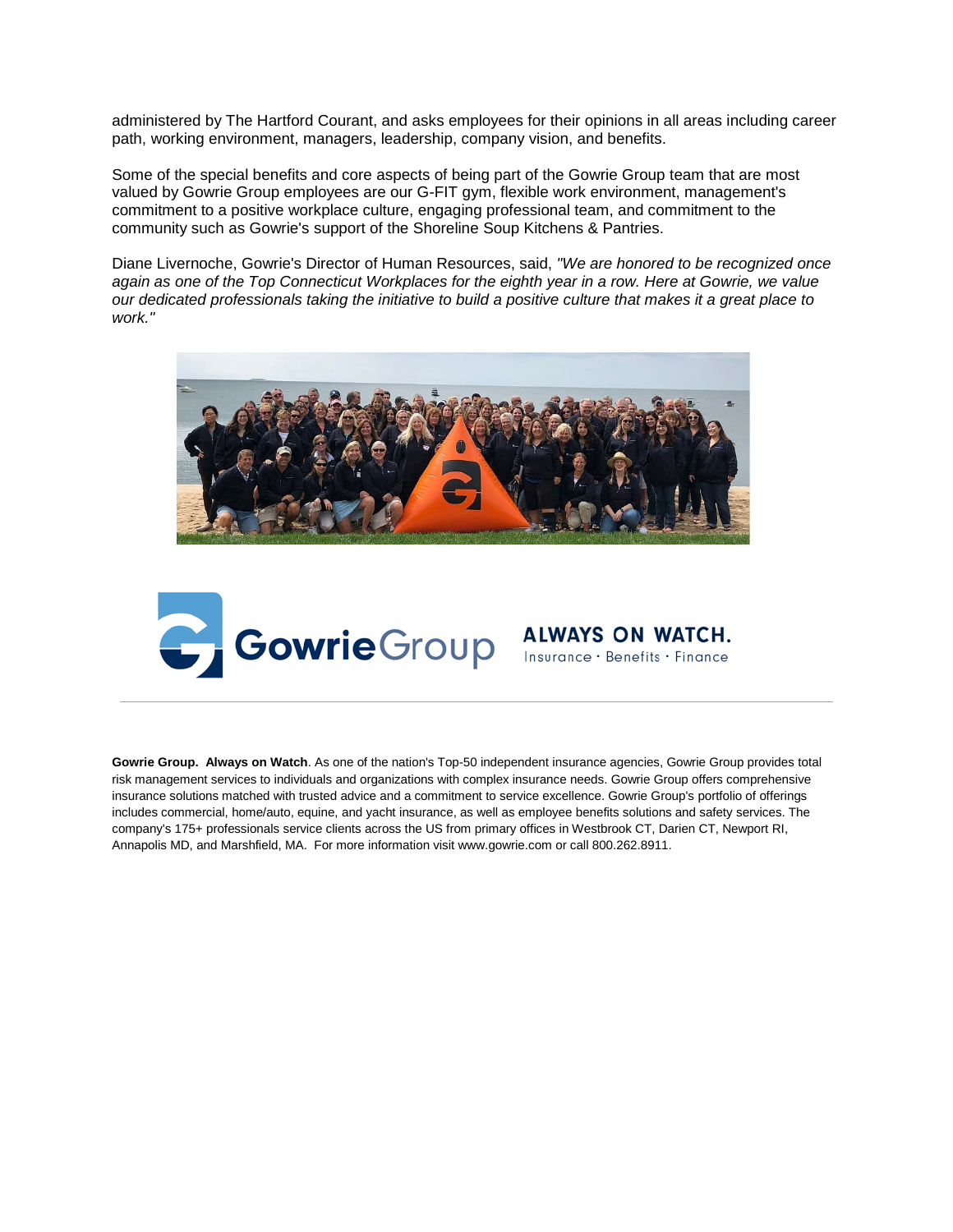administered by The Hartford Courant, and asks employees for their opinions in all areas including career path, working environment, managers, leadership, company vision, and benefits.

Some of the special benefits and core aspects of being part of the Gowrie Group team that are most valued by Gowrie Group employees are our G-FIT gym, flexible work environment, management's commitment to a positive workplace culture, engaging professional team, and commitment to the community such as Gowrie's support of the Shoreline Soup Kitchens & Pantries.

Diane Livernoche, Gowrie's Director of Human Resources, said, *"We are honored to be recognized once again as one of the Top Connecticut Workplaces for the eighth year in a row. Here at Gowrie, we value our dedicated professionals taking the initiative to build a positive culture that makes it a great place to work."*

GowrieGroup ALWAYS ON WATCH. Insurance · Benefits · Finance

---

**Gowrie Group. Always on Watch**. As one of the nation's Top-50 independent insurance agencies, Gowrie Group provides total risk management services to individuals and organizations with complex insurance needs. Gowrie Group offers comprehensive insurance solutions matched with trusted advice and a commitment to service excellence. Gowrie Group's portfolio of offerings includes commercial, home/auto, equine, and yacht insurance, as well as employee benefits solutions and safety services. The company's 175+ professionals service clients across the US from primary offices in Westbrook CT, Darien CT, Newport RI, Annapolis MD, and Marshfield, MA. For more information visit www.gowrie.com or call 800.262.8911.